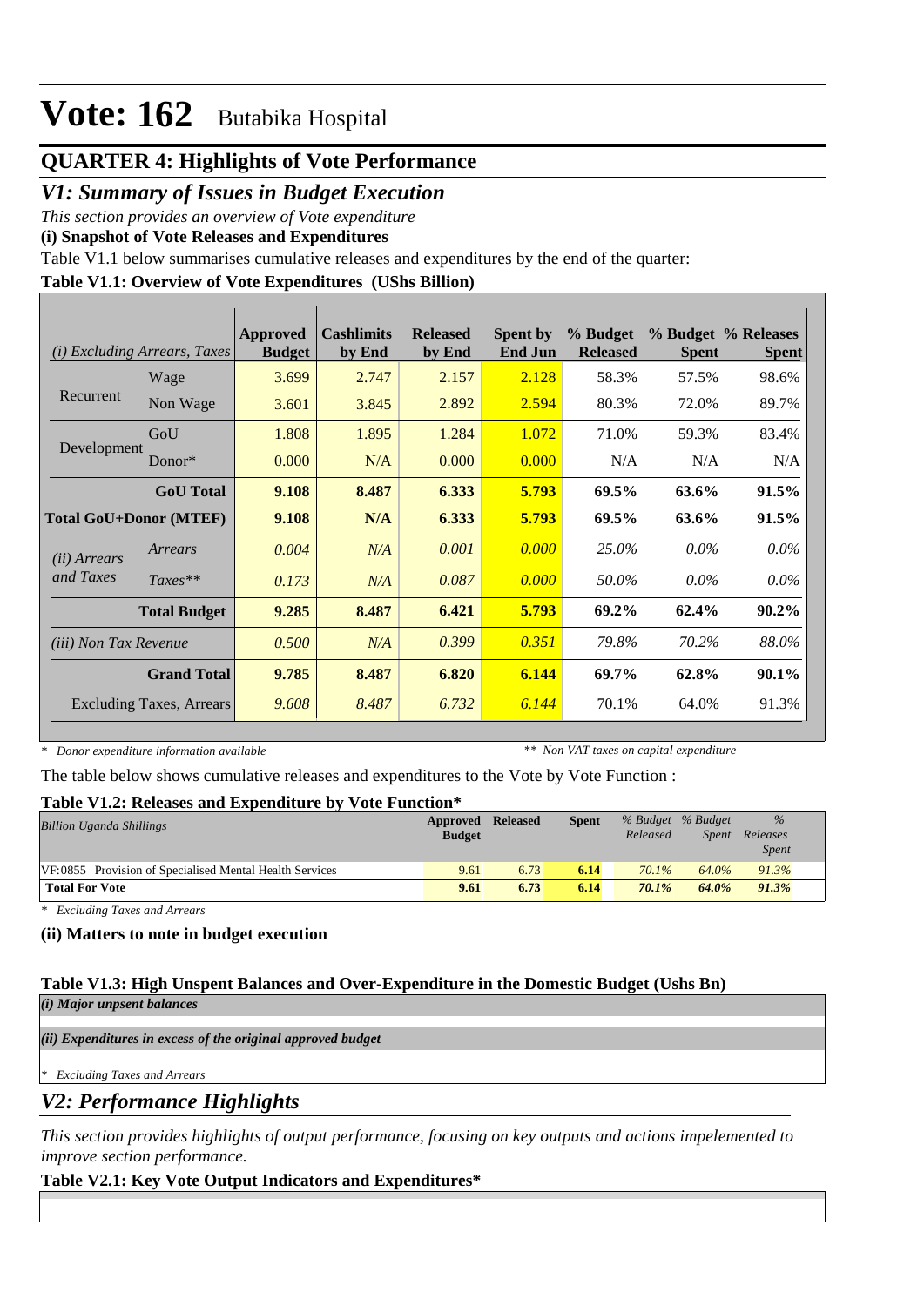# Vote: 162 Butabika Hospital

## QUARTER 4: Highlights of Vote Performance

## *V1: Summary of Issues in Budget Execution*

*This section provides an overview of Vote expenditure*

**(i) Snapshot of Vote Releases and Expenditures**

Table V1.1 below summarises cumulative releases and expenditures by the end of the quarter:

**Table V1.1: Overview of Vote Expenditures (UShs Billion)**

| *(i) Excluding Arrears, Taxes* | | Approved Budget | Cashlimits by End | Released by End | Spent by End Jun | % Budget Released | % Budget Spent | % Releases Spent |
|---|---|---|---|---|---|---|---|---|
| Recurrent | Wage | 3.699 | 2.747 | 2.157 | 2.128 | 58.3% | 57.5% | 98.6% |
| | Non Wage | 3.601 | 3.845 | 2.892 | 2.594 | 80.3% | 72.0% | 89.7% |
| Development | GoU | 1.808 | 1.895 | 1.284 | 1.072 | 71.0% | 59.3% | 83.4% |
| | Donor* | 0.000 | N/A | 0.000 | 0.000 | N/A | N/A | N/A |
| | **GoU Total** | **9.108** | **8.487** | **6.333** | **5.793** | **69.5%** | **63.6%** | **91.5%** |
| **Total GoU+Donor (MTEF)** | | **9.108** | **N/A** | **6.333** | **5.793** | **69.5%** | **63.6%** | **91.5%** |
| *(ii) Arrears and Taxes* | *Arrears* | *0.004* | *N/A* | *0.001* | *0.000* | *25.0%* | *0.0%* | *0.0%* |
| | *Taxes*** | *0.173* | *N/A* | *0.087* | *0.000* | *50.0%* | *0.0%* | *0.0%* |
| | **Total Budget** | **9.285** | **8.487** | **6.421** | **5.793** | **69.2%** | **62.4%** | **90.2%** |
| *(iii) Non Tax Revenue* | | *0.500* | *N/A* | *0.399* | *0.351* | *79.8%* | *70.2%* | *88.0%* |
| | **Grand Total** | **9.785** | **8.487** | **6.820** | **6.144** | **69.7%** | **62.8%** | **90.1%** |
| | Excluding Taxes, Arrears | *9.608* | *8.487* | *6.732* | *6.144* | 70.1% | 64.0% | 91.3% |

*\* Donor expenditure information available* *\*\* Non VAT taxes on capital expenditure*

The table below shows cumulative releases and expenditures to the Vote by Vote Function :

**Table V1.2: Releases and Expenditure by Vote Function***

| *Billion Uganda Shillings* | Approved Budget | Released | Spent | *% Budget Released* | *% Budget Spent* | *% Releases Spent* |
|---|---|---|---|---|---|---|
| VF:0855 Provision of Specialised Mental Health Services | 9.61 | 6.73 | **6.14** | *70.1%* | *64.0%* | *91.3%* |
| **Total For Vote** | **9.61** | **6.73** | **6.14** | ***70.1%*** | ***64.0%*** | ***91.3%*** |

*\* Excluding Taxes and Arrears*

**(ii) Matters to note in budget execution**

**Table V1.3: High Unspent Balances and Over-Expenditure in the Domestic Budget (Ushs Bn)**

***(i) Major unpsent balances***

***(ii) Expenditures in excess of the original approved budget***

*\* Excluding Taxes and Arrears*

## *V2: Performance Highlights*

*This section provides highlights of output performance, focusing on key outputs and actions impelemented to improve section performance.*

**Table V2.1: Key Vote Output Indicators and Expenditures***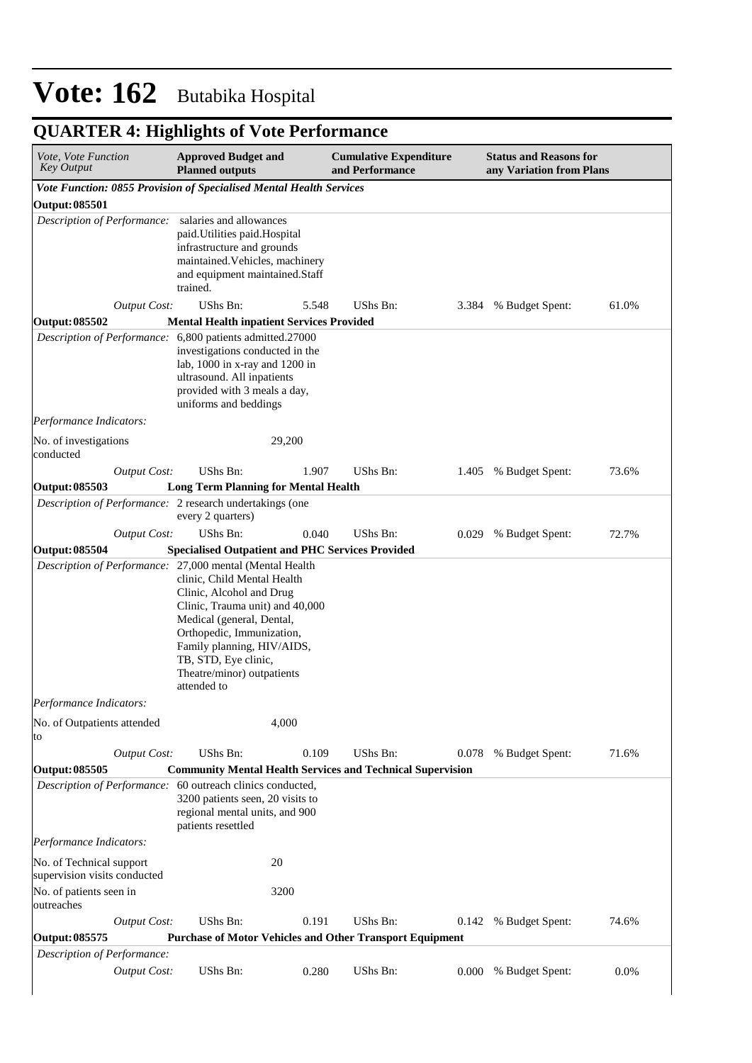# Vote: 162 Butabika Hospital

## QUARTER 4: Highlights of Vote Performance

| *Vote, Vote Function Key Output* | **Approved Budget and Planned outputs** | | **Cumulative Expenditure and Performance** | | **Status and Reasons for any Variation from Plans** | |
|---|---|---|---|---|---|---|
| ***Vote Function: 0855 Provision of Specialised Mental Health Services*** | | | | | | |
| **Output: 085501** | | | | | | |
| *Description of Performance:* | salaries and allowances paid.Utilities paid.Hospital infrastructure and grounds maintained.Vehicles, machinery and equipment maintained.Staff trained. | | | | | |
| *Output Cost:* | UShs Bn: | 5.548 | UShs Bn: | 3.384 | % Budget Spent: | 61.0% |
| **Output: 085502** | **Mental Health inpatient Services Provided** | | | | | |
| *Description of Performance:* | 6,800 patients admitted.27000 investigations conducted in the lab, 1000 in x-ray and 1200 in ultrasound. All inpatients provided with 3 meals a day, uniforms and beddings | | | | | |
| *Performance Indicators:* | | | | | | |
| No. of investigations conducted | | 29,200 | | | | |
| *Output Cost:* | UShs Bn: | 1.907 | UShs Bn: | 1.405 | % Budget Spent: | 73.6% |
| **Output: 085503** | **Long Term Planning for Mental Health** | | | | | |
| *Description of Performance:* | 2 research undertakings (one every 2 quarters) | | | | | |
| *Output Cost:* | UShs Bn: | 0.040 | UShs Bn: | 0.029 | % Budget Spent: | 72.7% |
| **Output: 085504** | **Specialised Outpatient and PHC Services Provided** | | | | | |
| *Description of Performance:* | 27,000 mental (Mental Health clinic, Child Mental Health Clinic, Alcohol and Drug Clinic, Trauma unit) and 40,000 Medical (general, Dental, Orthopedic, Immunization, Family planning, HIV/AIDS, TB, STD, Eye clinic, Theatre/minor) outpatients attended to | | | | | |
| *Performance Indicators:* | | | | | | |
| No. of Outpatients attended to | | 4,000 | | | | |
| *Output Cost:* | UShs Bn: | 0.109 | UShs Bn: | 0.078 | % Budget Spent: | 71.6% |
| **Output: 085505** | **Community Mental Health Services and Technical Supervision** | | | | | |
| *Description of Performance:* | 60 outreach clinics conducted, 3200 patients seen, 20 visits to regional mental units, and 900 patients resettled | | | | | |
| *Performance Indicators:* | | | | | | |
| No. of Technical support supervision visits conducted | | 20 | | | | |
| No. of patients seen in outreaches | | 3200 | | | | |
| *Output Cost:* | UShs Bn: | 0.191 | UShs Bn: | 0.142 | % Budget Spent: | 74.6% |
| **Output: 085575** | **Purchase of Motor Vehicles and Other Transport Equipment** | | | | | |
| *Description of Performance:* | | | | | | |
| *Output Cost:* | UShs Bn: | 0.280 | UShs Bn: | 0.000 | % Budget Spent: | 0.0% |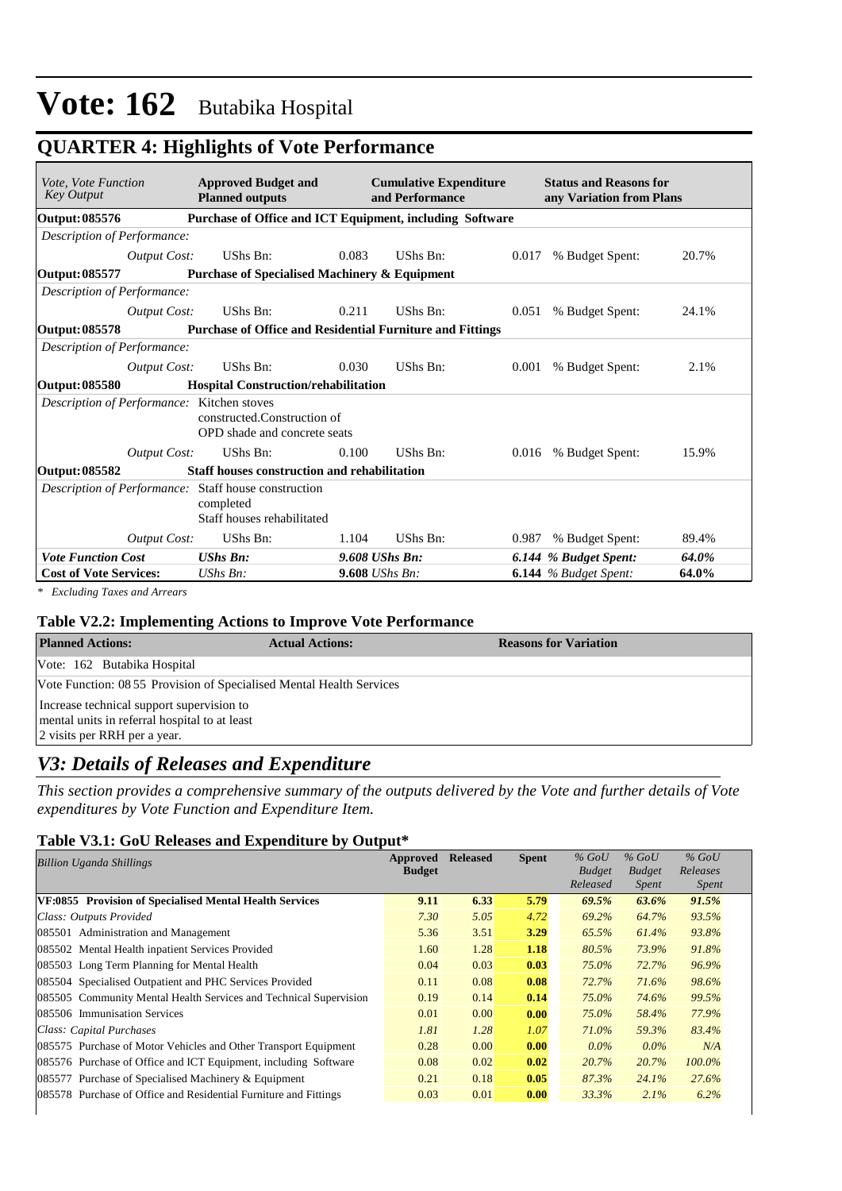# Vote: 162 Butabika Hospital

## QUARTER 4: Highlights of Vote Performance

| *Vote, Vote Function Key Output* | **Approved Budget and Planned outputs** | | **Cumulative Expenditure and Performance** | | **Status and Reasons for any Variation from Plans** | |
|---|---|---|---|---|---|---|
| **Output: 085576** | **Purchase of Office and ICT Equipment, including Software** | | | | | |
| *Description of Performance:* | | | | | | |
| *Output Cost:* | UShs Bn: | 0.083 | UShs Bn: | 0.017 | % Budget Spent: | 20.7% |
| **Output: 085577** | **Purchase of Specialised Machinery & Equipment** | | | | | |
| *Description of Performance:* | | | | | | |
| *Output Cost:* | UShs Bn: | 0.211 | UShs Bn: | 0.051 | % Budget Spent: | 24.1% |
| **Output: 085578** | **Purchase of Office and Residential Furniture and Fittings** | | | | | |
| *Description of Performance:* | | | | | | |
| *Output Cost:* | UShs Bn: | 0.030 | UShs Bn: | 0.001 | % Budget Spent: | 2.1% |
| **Output: 085580** | **Hospital Construction/rehabilitation** | | | | | |
| *Description of Performance:* | Kitchen stoves constructed.Construction of OPD shade and concrete seats | | | | | |
| *Output Cost:* | UShs Bn: | 0.100 | UShs Bn: | 0.016 | % Budget Spent: | 15.9% |
| **Output: 085582** | **Staff houses construction and rehabilitation** | | | | | |
| *Description of Performance:* | Staff house construction completed<br>Staff houses rehabilitated | | | | | |
| *Output Cost:* | UShs Bn: | 1.104 | UShs Bn: | 0.987 | % Budget Spent: | 89.4% |
| ***Vote Function Cost*** | ***UShs Bn:*** | | ***9.608 UShs Bn:*** | | ***6.144 % Budget Spent:*** | ***64.0%*** |
| **Cost of Vote Services:** | *UShs Bn:* | | **9.608** *UShs Bn:* | | **6.144** *% Budget Spent:* | **64.0%** |

*\* Excluding Taxes and Arrears*

### Table V2.2: Implementing Actions to Improve Vote Performance

| **Planned Actions:** | **Actual Actions:** | **Reasons for Variation** |
|---|---|---|
| Vote: 162 Butabika Hospital | | |
| Vote Function: 08 55 Provision of Specialised Mental Health Services | | |
| Increase technical support supervision to mental units in referral hospital to at least 2 visits per RRH per a year. | | |

## *V3: Details of Releases and Expenditure*

*This section provides a comprehensive summary of the outputs delivered by the Vote and further details of Vote expenditures by Vote Function and Expenditure Item.*

### Table V3.1: GoU Releases and Expenditure by Output*

| *Billion Uganda Shillings* | **Approved Budget** | **Released** | **Spent** | *% GoU Budget Released* | *% GoU Budget Spent* | *% GoU Releases Spent* |
|---|---|---|---|---|---|---|
| **VF:0855 Provision of Specialised Mental Health Services** | **9.11** | **6.33** | **5.79** | ***69.5%*** | ***63.6%*** | ***91.5%*** |
| *Class: Outputs Provided* | *7.30* | *5.05* | *4.72* | *69.2%* | *64.7%* | *93.5%* |
| 085501 Administration and Management | 5.36 | 3.51 | **3.29** | *65.5%* | *61.4%* | *93.8%* |
| 085502 Mental Health inpatient Services Provided | 1.60 | 1.28 | **1.18** | *80.5%* | *73.9%* | *91.8%* |
| 085503 Long Term Planning for Mental Health | 0.04 | 0.03 | **0.03** | *75.0%* | *72.7%* | *96.9%* |
| 085504 Specialised Outpatient and PHC Services Provided | 0.11 | 0.08 | **0.08** | *72.7%* | *71.6%* | *98.6%* |
| 085505 Community Mental Health Services and Technical Supervision | 0.19 | 0.14 | **0.14** | *75.0%* | *74.6%* | *99.5%* |
| 085506 Immunisation Services | 0.01 | 0.00 | **0.00** | *75.0%* | *58.4%* | *77.9%* |
| *Class: Capital Purchases* | *1.81* | *1.28* | *1.07* | *71.0%* | *59.3%* | *83.4%* |
| 085575 Purchase of Motor Vehicles and Other Transport Equipment | 0.28 | 0.00 | **0.00** | *0.0%* | *0.0%* | *N/A* |
| 085576 Purchase of Office and ICT Equipment, including Software | 0.08 | 0.02 | **0.02** | *20.7%* | *20.7%* | *100.0%* |
| 085577 Purchase of Specialised Machinery & Equipment | 0.21 | 0.18 | **0.05** | *87.3%* | *24.1%* | *27.6%* |
| 085578 Purchase of Office and Residential Furniture and Fittings | 0.03 | 0.01 | **0.00** | *33.3%* | *2.1%* | *6.2%* |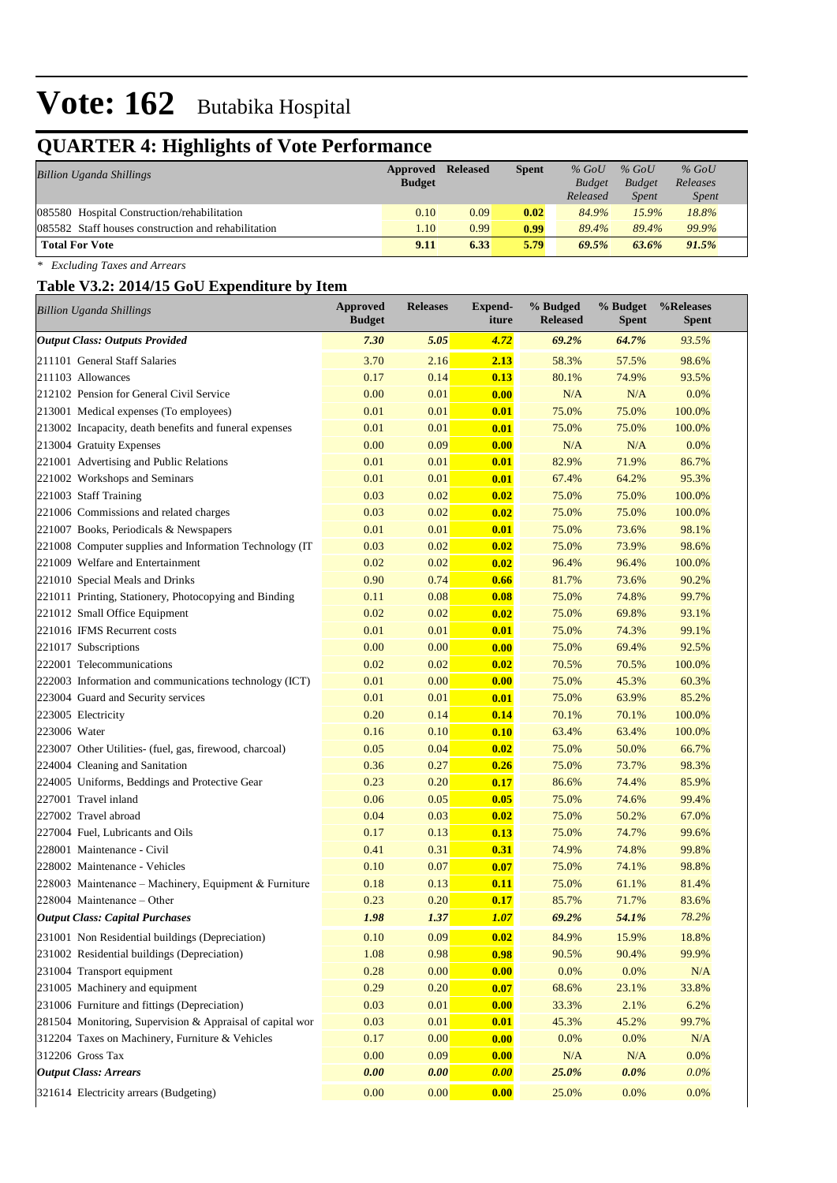# Vote: 162 Butabika Hospital

## QUARTER 4: Highlights of Vote Performance

| *Billion Uganda Shillings* | Approved Budget | Released | Spent | *% GoU Budget Released* | *% GoU Budget Spent* | *% GoU Releases Spent* |
|---|---|---|---|---|---|---|
| 085580 Hospital Construction/rehabilitation | 0.10 | 0.09 | **0.02** | *84.9%* | *15.9%* | *18.8%* |
| 085582 Staff houses construction and rehabilitation | 1.10 | 0.99 | **0.99** | *89.4%* | *89.4%* | *99.9%* |
| **Total For Vote** | **9.11** | **6.33** | **5.79** | ***69.5%*** | ***63.6%*** | ***91.5%*** |

*\* Excluding Taxes and Arrears*

### Table V3.2: 2014/15 GoU Expenditure by Item

| *Billion Uganda Shillings* | Approved Budget | Releases | Expend-iture | % Budged Released | % Budget Spent | %Releases Spent |
|---|---|---|---|---|---|---|
| ***Output Class: Outputs Provided*** | ***7.30*** | ***5.05*** | ***4.72*** | ***69.2%*** | ***64.7%*** | *93.5%* |
| 211101 General Staff Salaries | 3.70 | 2.16 | **2.13** | 58.3% | 57.5% | 98.6% |
| 211103 Allowances | 0.17 | 0.14 | **0.13** | 80.1% | 74.9% | 93.5% |
| 212102 Pension for General Civil Service | 0.00 | 0.01 | **0.00** | N/A | N/A | 0.0% |
| 213001 Medical expenses (To employees) | 0.01 | 0.01 | **0.01** | 75.0% | 75.0% | 100.0% |
| 213002 Incapacity, death benefits and funeral expenses | 0.01 | 0.01 | **0.01** | 75.0% | 75.0% | 100.0% |
| 213004 Gratuity Expenses | 0.00 | 0.09 | **0.00** | N/A | N/A | 0.0% |
| 221001 Advertising and Public Relations | 0.01 | 0.01 | **0.01** | 82.9% | 71.9% | 86.7% |
| 221002 Workshops and Seminars | 0.01 | 0.01 | **0.01** | 67.4% | 64.2% | 95.3% |
| 221003 Staff Training | 0.03 | 0.02 | **0.02** | 75.0% | 75.0% | 100.0% |
| 221006 Commissions and related charges | 0.03 | 0.02 | **0.02** | 75.0% | 75.0% | 100.0% |
| 221007 Books, Periodicals & Newspapers | 0.01 | 0.01 | **0.01** | 75.0% | 73.6% | 98.1% |
| 221008 Computer supplies and Information Technology (IT | 0.03 | 0.02 | **0.02** | 75.0% | 73.9% | 98.6% |
| 221009 Welfare and Entertainment | 0.02 | 0.02 | **0.02** | 96.4% | 96.4% | 100.0% |
| 221010 Special Meals and Drinks | 0.90 | 0.74 | **0.66** | 81.7% | 73.6% | 90.2% |
| 221011 Printing, Stationery, Photocopying and Binding | 0.11 | 0.08 | **0.08** | 75.0% | 74.8% | 99.7% |
| 221012 Small Office Equipment | 0.02 | 0.02 | **0.02** | 75.0% | 69.8% | 93.1% |
| 221016 IFMS Recurrent costs | 0.01 | 0.01 | **0.01** | 75.0% | 74.3% | 99.1% |
| 221017 Subscriptions | 0.00 | 0.00 | **0.00** | 75.0% | 69.4% | 92.5% |
| 222001 Telecommunications | 0.02 | 0.02 | **0.02** | 70.5% | 70.5% | 100.0% |
| 222003 Information and communications technology (ICT) | 0.01 | 0.00 | **0.00** | 75.0% | 45.3% | 60.3% |
| 223004 Guard and Security services | 0.01 | 0.01 | **0.01** | 75.0% | 63.9% | 85.2% |
| 223005 Electricity | 0.20 | 0.14 | **0.14** | 70.1% | 70.1% | 100.0% |
| 223006 Water | 0.16 | 0.10 | **0.10** | 63.4% | 63.4% | 100.0% |
| 223007 Other Utilities- (fuel, gas, firewood, charcoal) | 0.05 | 0.04 | **0.02** | 75.0% | 50.0% | 66.7% |
| 224004 Cleaning and Sanitation | 0.36 | 0.27 | **0.26** | 75.0% | 73.7% | 98.3% |
| 224005 Uniforms, Beddings and Protective Gear | 0.23 | 0.20 | **0.17** | 86.6% | 74.4% | 85.9% |
| 227001 Travel inland | 0.06 | 0.05 | **0.05** | 75.0% | 74.6% | 99.4% |
| 227002 Travel abroad | 0.04 | 0.03 | **0.02** | 75.0% | 50.2% | 67.0% |
| 227004 Fuel, Lubricants and Oils | 0.17 | 0.13 | **0.13** | 75.0% | 74.7% | 99.6% |
| 228001 Maintenance - Civil | 0.41 | 0.31 | **0.31** | 74.9% | 74.8% | 99.8% |
| 228002 Maintenance - Vehicles | 0.10 | 0.07 | **0.07** | 75.0% | 74.1% | 98.8% |
| 228003 Maintenance – Machinery, Equipment & Furniture | 0.18 | 0.13 | **0.11** | 75.0% | 61.1% | 81.4% |
| 228004 Maintenance – Other | 0.23 | 0.20 | **0.17** | 85.7% | 71.7% | 83.6% |
| ***Output Class: Capital Purchases*** | ***1.98*** | ***1.37*** | ***1.07*** | ***69.2%*** | ***54.1%*** | *78.2%* |
| 231001 Non Residential buildings (Depreciation) | 0.10 | 0.09 | **0.02** | 84.9% | 15.9% | 18.8% |
| 231002 Residential buildings (Depreciation) | 1.08 | 0.98 | **0.98** | 90.5% | 90.4% | 99.9% |
| 231004 Transport equipment | 0.28 | 0.00 | **0.00** | 0.0% | 0.0% | N/A |
| 231005 Machinery and equipment | 0.29 | 0.20 | **0.07** | 68.6% | 23.1% | 33.8% |
| 231006 Furniture and fittings (Depreciation) | 0.03 | 0.01 | **0.00** | 33.3% | 2.1% | 6.2% |
| 281504 Monitoring, Supervision & Appraisal of capital wor | 0.03 | 0.01 | **0.01** | 45.3% | 45.2% | 99.7% |
| 312204 Taxes on Machinery, Furniture & Vehicles | 0.17 | 0.00 | **0.00** | 0.0% | 0.0% | N/A |
| 312206 Gross Tax | 0.00 | 0.09 | **0.00** | N/A | N/A | 0.0% |
| ***Output Class: Arrears*** | ***0.00*** | ***0.00*** | ***0.00*** | ***25.0%*** | ***0.0%*** | *0.0%* |
| 321614 Electricity arrears (Budgeting) | 0.00 | 0.00 | **0.00** | 25.0% | 0.0% | 0.0% |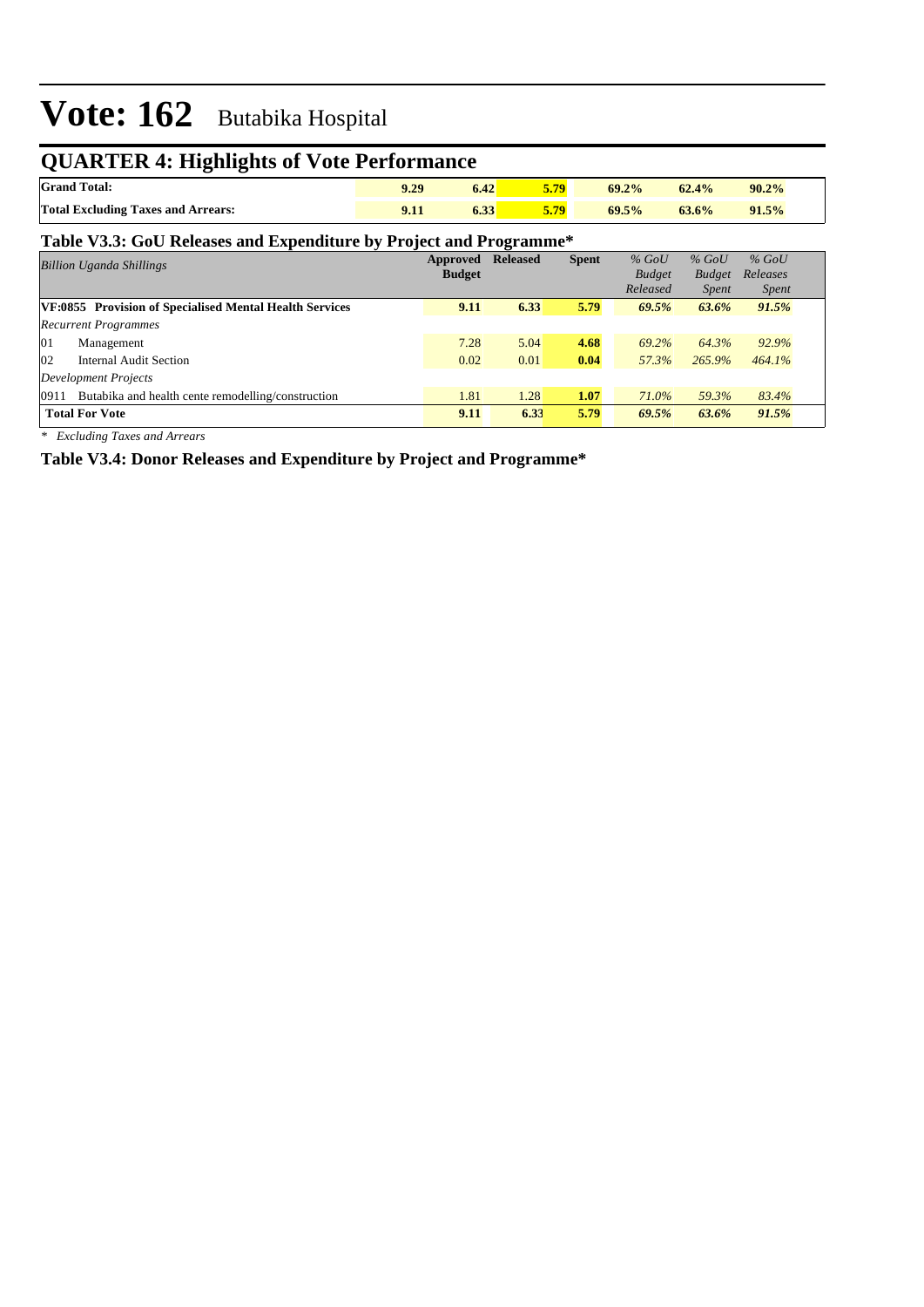# Vote: 162 Butabika Hospital

## QUARTER 4: Highlights of Vote Performance

| | | | | | | |
|---|---|---|---|---|---|---|
| **Grand Total:** | **9.29** | **6.42** | **5.79** | **69.2%** | **62.4%** | **90.2%** |
| **Total Excluding Taxes and Arrears:** | **9.11** | **6.33** | **5.79** | **69.5%** | **63.6%** | **91.5%** |

### Table V3.3: GoU Releases and Expenditure by Project and Programme*

| *Billion Uganda Shillings* | Approved Budget | Released | Spent | *% GoU Budget Released* | *% GoU Budget Spent* | *% GoU Releases Spent* |
|---|---|---|---|---|---|---|
| **VF:0855 Provision of Specialised Mental Health Services** | **9.11** | **6.33** | **5.79** | ***69.5%*** | ***63.6%*** | ***91.5%*** |
| *Recurrent Programmes* | | | | | | |
| 01 Management | 7.28 | 5.04 | **4.68** | *69.2%* | *64.3%* | *92.9%* |
| 02 Internal Audit Section | 0.02 | 0.01 | **0.04** | *57.3%* | *265.9%* | *464.1%* |
| *Development Projects* | | | | | | |
| 0911 Butabika and health cente remodelling/construction | 1.81 | 1.28 | **1.07** | *71.0%* | *59.3%* | *83.4%* |
| **Total For Vote** | **9.11** | **6.33** | **5.79** | ***69.5%*** | ***63.6%*** | ***91.5%*** |

\* *Excluding Taxes and Arrears*

### Table V3.4: Donor Releases and Expenditure by Project and Programme*